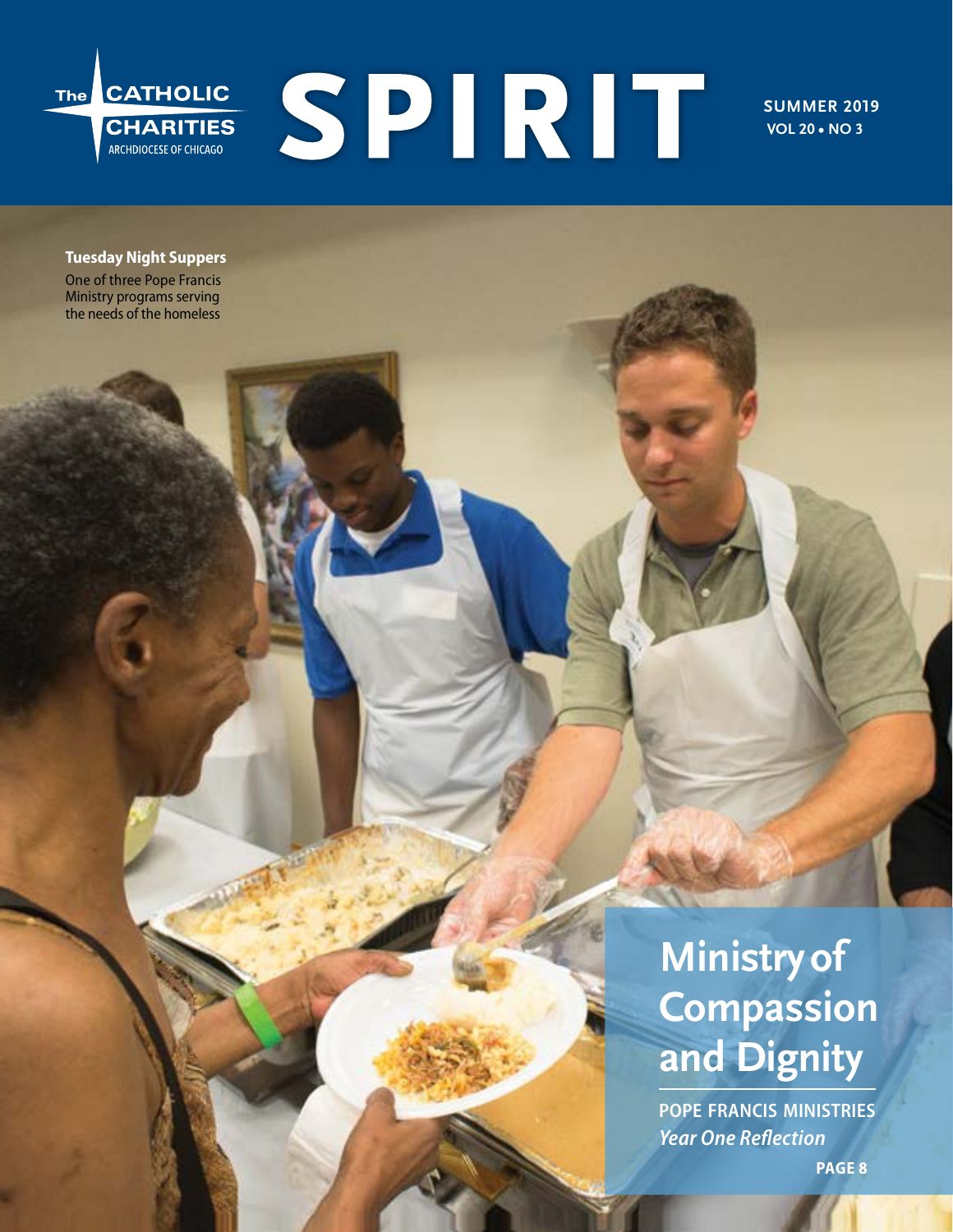The CATHOLIC CHARITIES
ARCHDIOCESE OF CHICAGO

# SPIRIT

SUMMER 2019
VOL 20 • NO 3

**Tuesday Night Suppers**
One of three Pope Francis Ministry programs serving the needs of the homeless

## Ministry of Compassion and Dignity

**POPE FRANCIS MINISTRIES**
***Year One Reflection***

**PAGE 8**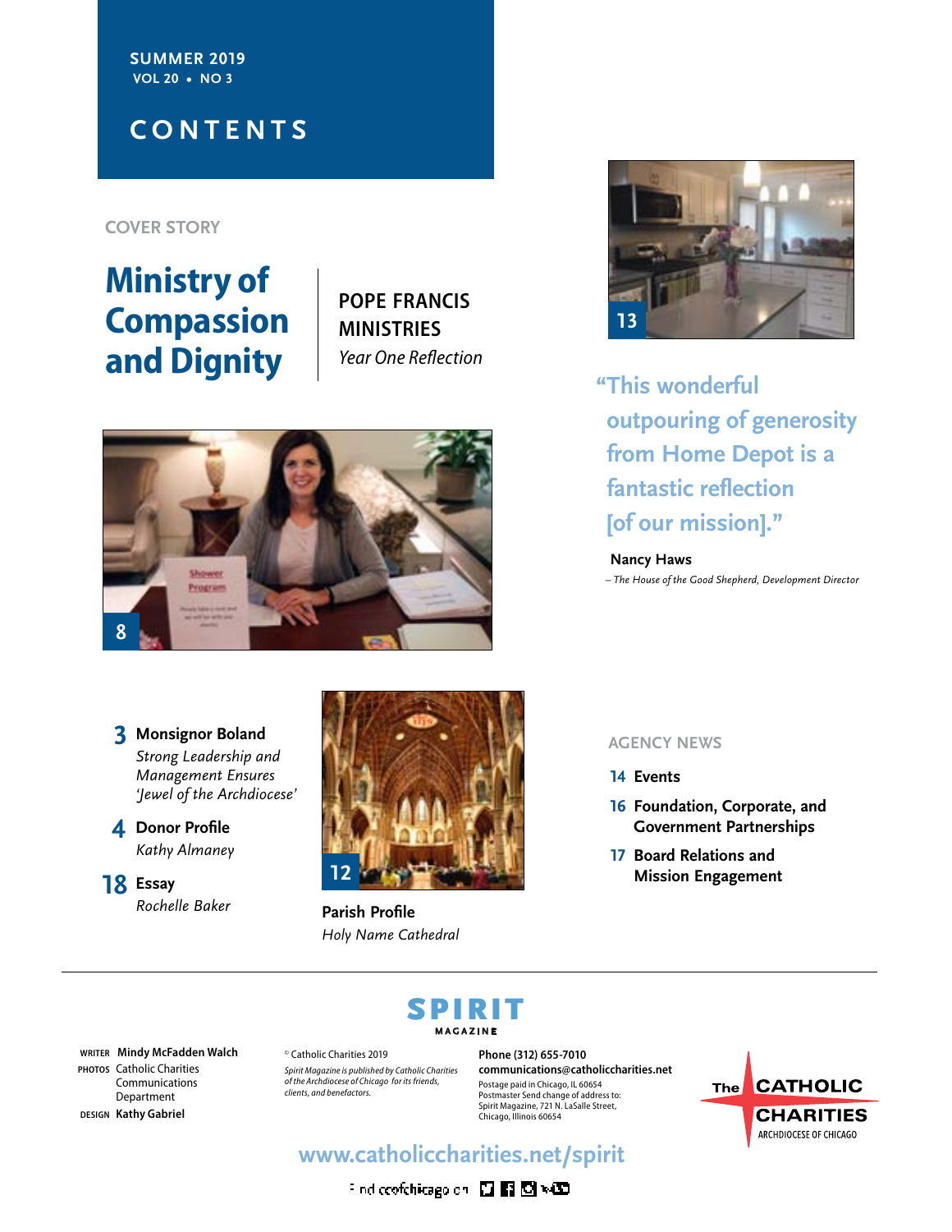SUMMER 2019
VOL 20 • NO 3

# CONTENTS

COVER STORY

## Ministry of Compassion and Dignity

**POPE FRANCIS MINISTRIES**
*Year One Reflection*

8

13

"This wonderful outpouring of generosity from Home Depot is a fantastic reflection [of our mission]."

**Nancy Haws**
*– The House of the Good Shepherd, Development Director*

**3 Monsignor Boland**
*Strong Leadership and Management Ensures 'Jewel of the Archdiocese'*

**4 Donor Profile**
*Kathy Almaney*

**18 Essay**
*Rochelle Baker*

12

**Parish Profile**
*Holy Name Cathedral*

AGENCY NEWS

**14 Events**

**16 Foundation, Corporate, and Government Partnerships**

**17 Board Relations and Mission Engagement**

SPIRIT MAGAZINE

WRITER **Mindy McFadden Walch**
PHOTOS Catholic Charities Communications Department
DESIGN **Kathy Gabriel**

© Catholic Charities 2019
*Spirit Magazine is published by Catholic Charities of the Archdiocese of Chicago for its friends, clients, and benefactors.*

**Phone (312) 655-7010**
**communications@catholiccharities.net**
Postage paid in Chicago, IL 60654
Postmaster Send change of address to: Spirit Magazine, 721 N. LaSalle Street, Chicago, Illinois 60654

The CATHOLIC CHARITIES ARCHDIOCESE OF CHICAGO

**www.catholiccharities.net/spirit**

Find ccofchicago on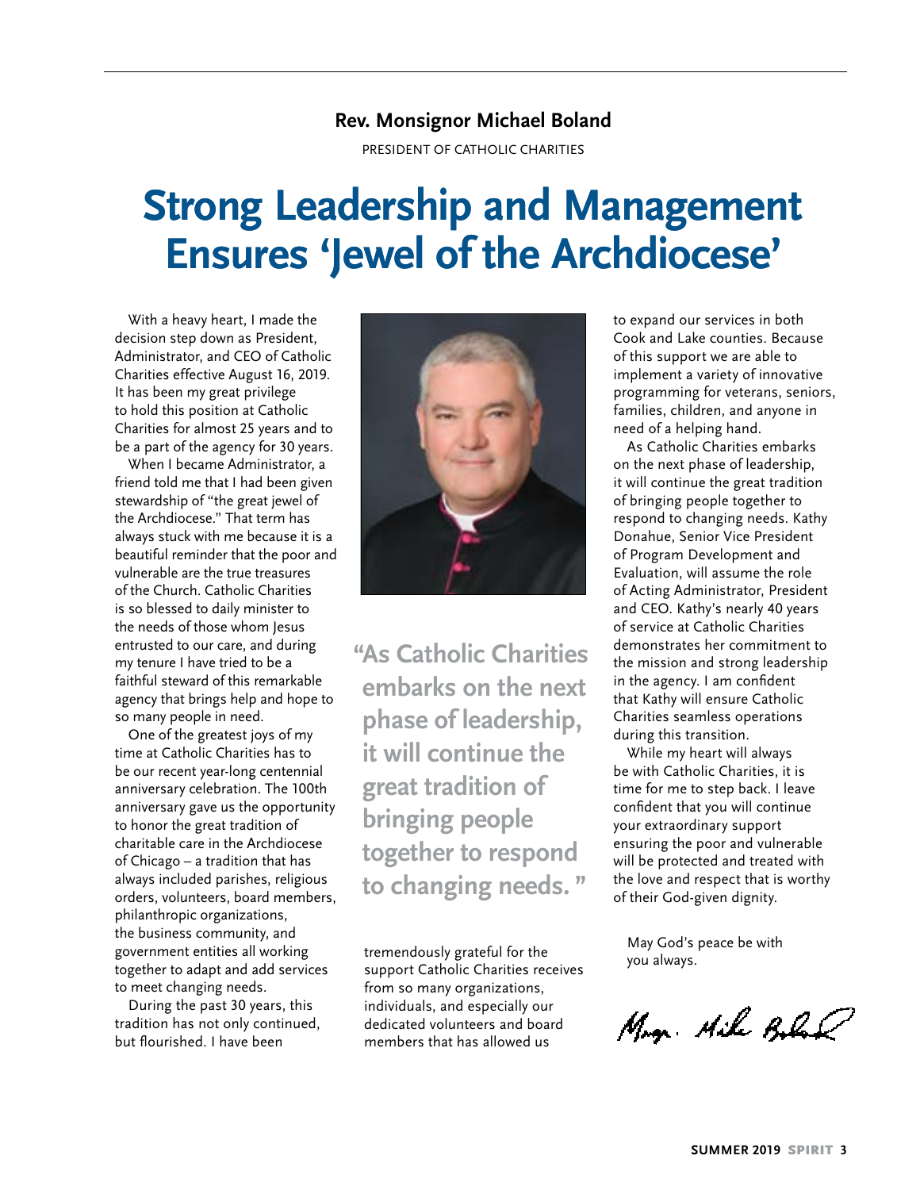**Rev. Monsignor Michael Boland**

PRESIDENT OF CATHOLIC CHARITIES

# Strong Leadership and Management Ensures 'Jewel of the Archdiocese'

With a heavy heart, I made the decision step down as President, Administrator, and CEO of Catholic Charities effective August 16, 2019. It has been my great privilege to hold this position at Catholic Charities for almost 25 years and to be a part of the agency for 30 years.

When I became Administrator, a friend told me that I had been given stewardship of "the great jewel of the Archdiocese." That term has always stuck with me because it is a beautiful reminder that the poor and vulnerable are the true treasures of the Church. Catholic Charities is so blessed to daily minister to the needs of those whom Jesus entrusted to our care, and during my tenure I have tried to be a faithful steward of this remarkable agency that brings help and hope to so many people in need.

One of the greatest joys of my time at Catholic Charities has to be our recent year-long centennial anniversary celebration. The 100th anniversary gave us the opportunity to honor the great tradition of charitable care in the Archdiocese of Chicago – a tradition that has always included parishes, religious orders, volunteers, board members, philanthropic organizations, the business community, and government entities all working together to adapt and add services to meet changing needs.

During the past 30 years, this tradition has not only continued, but flourished. I have been tremendously grateful for the support Catholic Charities receives from so many organizations, individuals, and especially our dedicated volunteers and board members that has allowed us to expand our services in both Cook and Lake counties. Because of this support we are able to implement a variety of innovative programming for veterans, seniors, families, children, and anyone in need of a helping hand.

> **"As Catholic Charities embarks on the next phase of leadership, it will continue the great tradition of bringing people together to respond to changing needs."**

As Catholic Charities embarks on the next phase of leadership, it will continue the great tradition of bringing people together to respond to changing needs. Kathy Donahue, Senior Vice President of Program Development and Evaluation, will assume the role of Acting Administrator, President and CEO. Kathy's nearly 40 years of service at Catholic Charities demonstrates her commitment to the mission and strong leadership in the agency. I am confident that Kathy will ensure Catholic Charities seamless operations during this transition.

While my heart will always be with Catholic Charities, it is time for me to step back. I leave confident that you will continue your extraordinary support ensuring the poor and vulnerable will be protected and treated with the love and respect that is worthy of their God-given dignity.

May God's peace be with you always.

Msgr. Mike Boland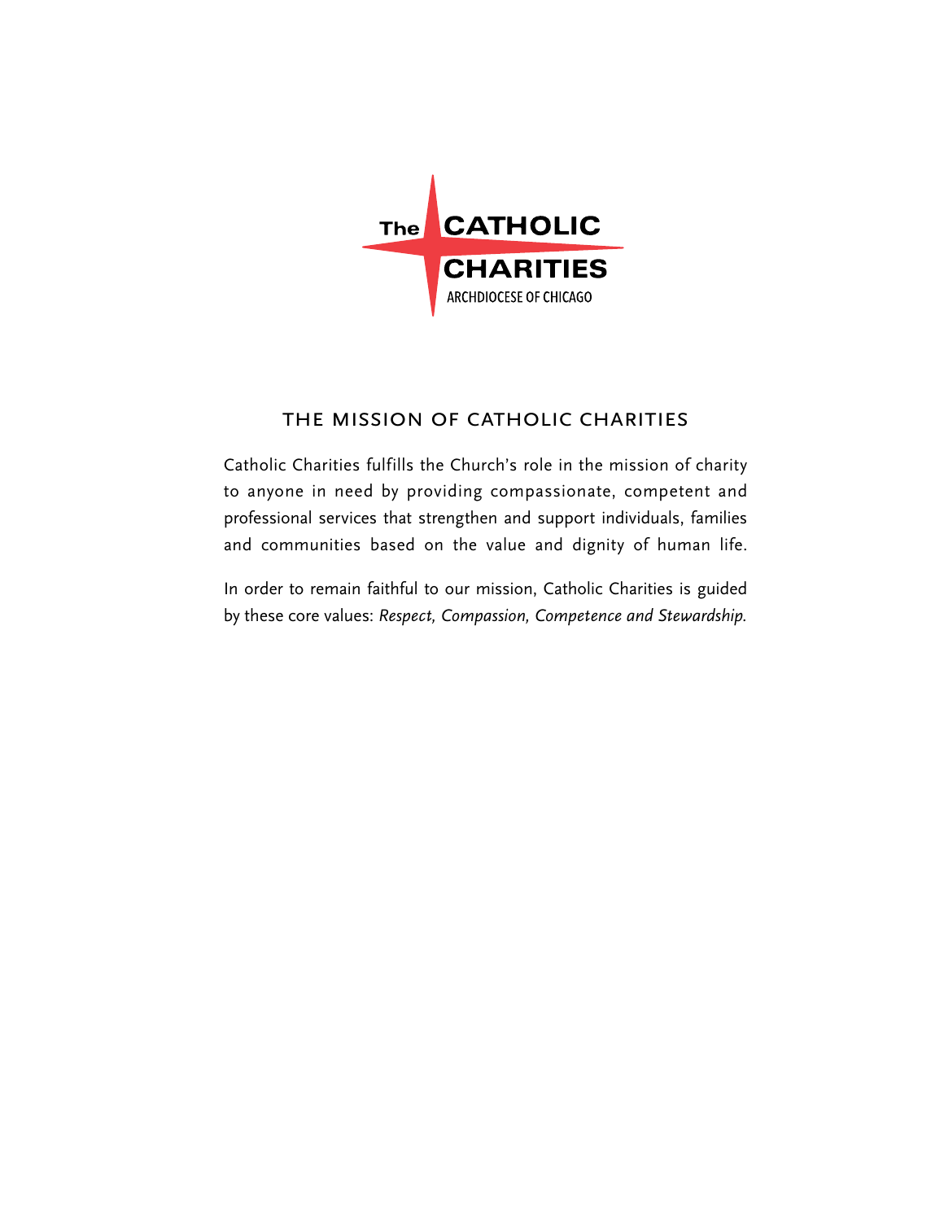The CATHOLIC CHARITIES
ARCHDIOCESE OF CHICAGO

## THE MISSION OF CATHOLIC CHARITIES

Catholic Charities fulfills the Church's role in the mission of charity to anyone in need by providing compassionate, competent and professional services that strengthen and support individuals, families and communities based on the value and dignity of human life.

In order to remain faithful to our mission, Catholic Charities is guided by these core values: *Respect, Compassion, Competence and Stewardship.*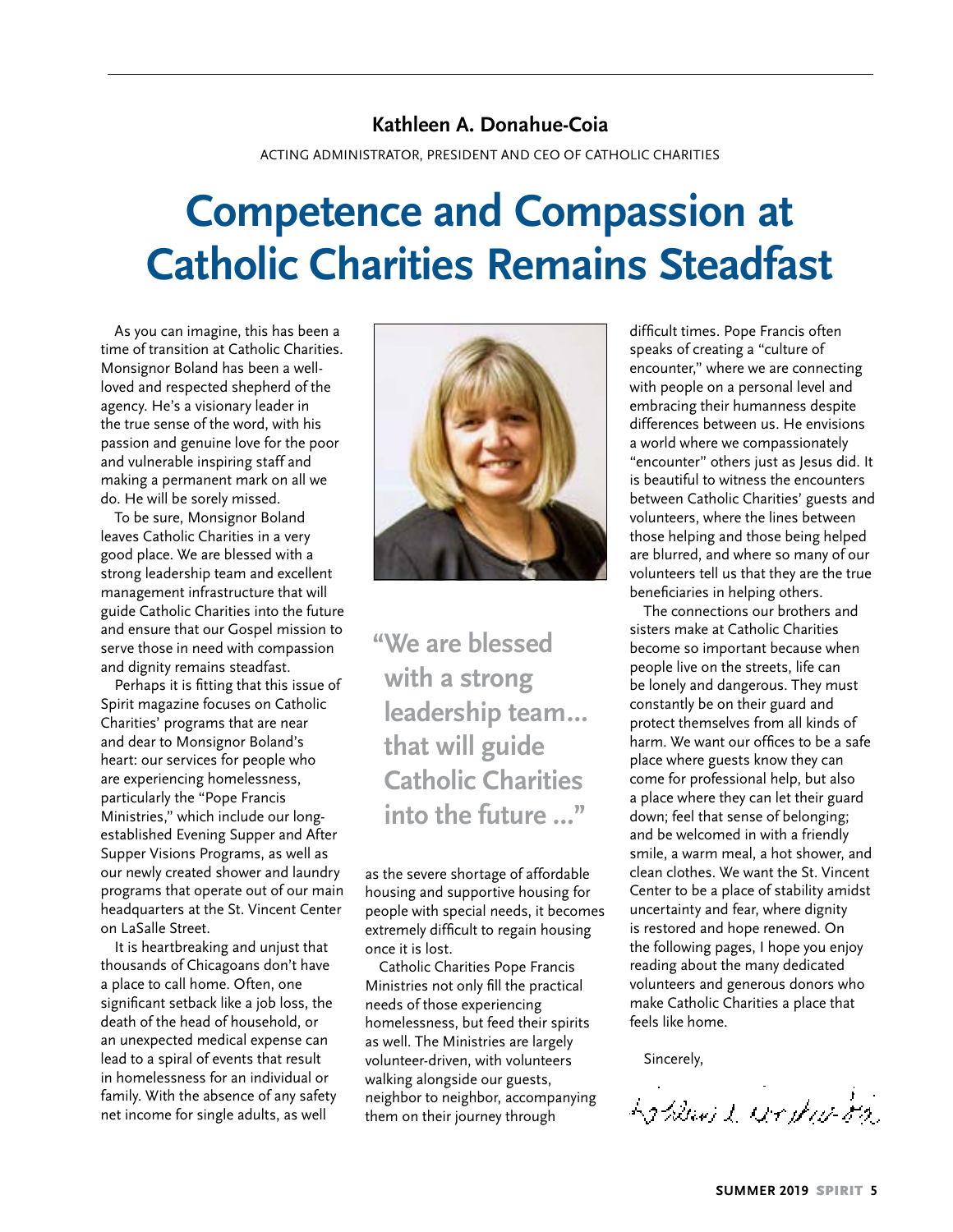**Kathleen A. Donahue-Coia**

ACTING ADMINISTRATOR, PRESIDENT AND CEO OF CATHOLIC CHARITIES

# Competence and Compassion at Catholic Charities Remains Steadfast

As you can imagine, this has been a time of transition at Catholic Charities. Monsignor Boland has been a well-loved and respected shepherd of the agency. He's a visionary leader in the true sense of the word, with his passion and genuine love for the poor and vulnerable inspiring staff and making a permanent mark on all we do. He will be sorely missed.

To be sure, Monsignor Boland leaves Catholic Charities in a very good place. We are blessed with a strong leadership team and excellent management infrastructure that will guide Catholic Charities into the future and ensure that our Gospel mission to serve those in need with compassion and dignity remains steadfast.

Perhaps it is fitting that this issue of Spirit magazine focuses on Catholic Charities' programs that are near and dear to Monsignor Boland's heart: our services for people who are experiencing homelessness, particularly the "Pope Francis Ministries," which include our long-established Evening Supper and After Supper Visions Programs, as well as our newly created shower and laundry programs that operate out of our main headquarters at the St. Vincent Center on LaSalle Street.

It is heartbreaking and unjust that thousands of Chicagoans don't have a place to call home. Often, one significant setback like a job loss, the death of the head of household, or an unexpected medical expense can lead to a spiral of events that result in homelessness for an individual or family. With the absence of any safety net income for single adults, as well as the severe shortage of affordable housing and supportive housing for people with special needs, it becomes extremely difficult to regain housing once it is lost.

> **"We are blessed with a strong leadership team... that will guide Catholic Charities into the future ..."**

Catholic Charities Pope Francis Ministries not only fill the practical needs of those experiencing homelessness, but feed their spirits as well. The Ministries are largely volunteer-driven, with volunteers walking alongside our guests, neighbor to neighbor, accompanying them on their journey through difficult times. Pope Francis often speaks of creating a "culture of encounter," where we are connecting with people on a personal level and embracing their humanness despite differences between us. He envisions a world where we compassionately "encounter" others just as Jesus did. It is beautiful to witness the encounters between Catholic Charities' guests and volunteers, where the lines between those helping and those being helped are blurred, and where so many of our volunteers tell us that they are the true beneficiaries in helping others.

The connections our brothers and sisters make at Catholic Charities become so important because when people live on the streets, life can be lonely and dangerous. They must constantly be on their guard and protect themselves from all kinds of harm. We want our offices to be a safe place where guests know they can come for professional help, but also a place where they can let their guard down; feel that sense of belonging; and be welcomed in with a friendly smile, a warm meal, a hot shower, and clean clothes. We want the St. Vincent Center to be a place of stability amidst uncertainty and fear, where dignity is restored and hope renewed. On the following pages, I hope you enjoy reading about the many dedicated volunteers and generous donors who make Catholic Charities a place that feels like home.

Sincerely,

Kathleen A. Donahue-Coia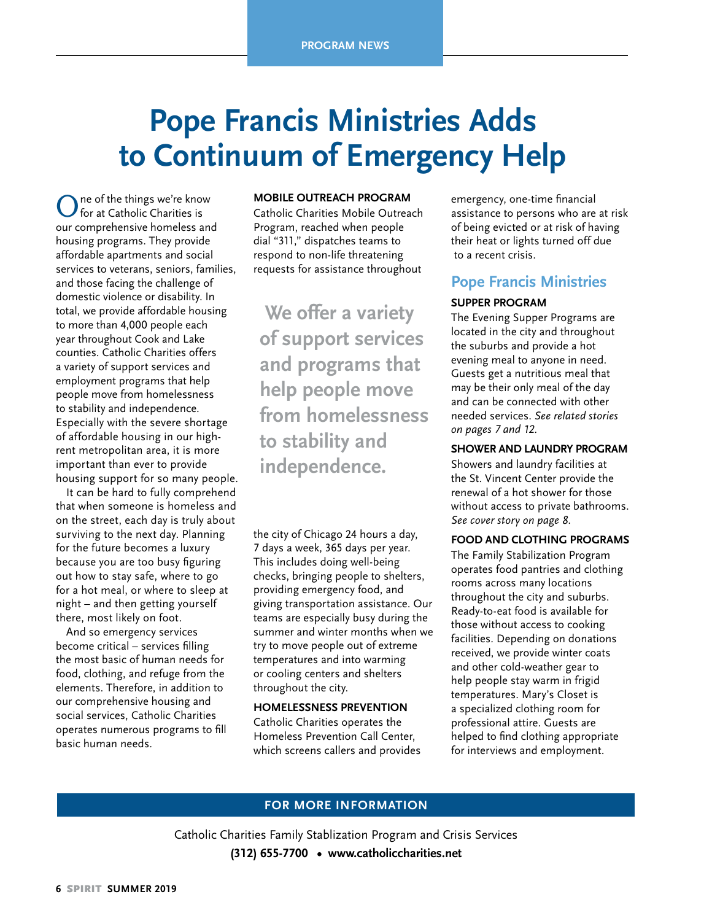PROGRAM NEWS

# Pope Francis Ministries Adds to Continuum of Emergency Help

One of the things we're know for at Catholic Charities is our comprehensive homeless and housing programs. They provide affordable apartments and social services to veterans, seniors, families, and those facing the challenge of domestic violence or disability. In total, we provide affordable housing to more than 4,000 people each year throughout Cook and Lake counties. Catholic Charities offers a variety of support services and employment programs that help people move from homelessness to stability and independence. Especially with the severe shortage of affordable housing in our high-rent metropolitan area, it is more important than ever to provide housing support for so many people.

It can be hard to fully comprehend that when someone is homeless and on the street, each day is truly about surviving to the next day. Planning for the future becomes a luxury because you are too busy figuring out how to stay safe, where to go for a hot meal, or where to sleep at night – and then getting yourself there, most likely on foot.

And so emergency services become critical – services filling the most basic of human needs for food, clothing, and refuge from the elements. Therefore, in addition to our comprehensive housing and social services, Catholic Charities operates numerous programs to fill basic human needs.

**MOBILE OUTREACH PROGRAM**

Catholic Charities Mobile Outreach Program, reached when people dial "311," dispatches teams to respond to non-life threatening requests for assistance throughout the city of Chicago 24 hours a day, 7 days a week, 365 days per year. This includes doing well-being checks, bringing people to shelters, providing emergency food, and giving transportation assistance. Our teams are especially busy during the summer and winter months when we try to move people out of extreme temperatures and into warming or cooling centers and shelters throughout the city.

> We offer a variety of support services and programs that help people move from homelessness to stability and independence.

**HOMELESSNESS PREVENTION**

Catholic Charities operates the Homeless Prevention Call Center, which screens callers and provides emergency, one-time financial assistance to persons who are at risk of being evicted or at risk of having their heat or lights turned off due to a recent crisis.

## Pope Francis Ministries

**SUPPER PROGRAM**

The Evening Supper Programs are located in the city and throughout the suburbs and provide a hot evening meal to anyone in need. Guests get a nutritious meal that may be their only meal of the day and can be connected with other needed services. *See related stories on pages 7 and 12.*

**SHOWER AND LAUNDRY PROGRAM**

Showers and laundry facilities at the St. Vincent Center provide the renewal of a hot shower for those without access to private bathrooms. *See cover story on page 8.*

**FOOD AND CLOTHING PROGRAMS**

The Family Stabilization Program operates food pantries and clothing rooms across many locations throughout the city and suburbs. Ready-to-eat food is available for those without access to cooking facilities. Depending on donations received, we provide winter coats and other cold-weather gear to help people stay warm in frigid temperatures. Mary's Closet is a specialized clothing room for professional attire. Guests are helped to find clothing appropriate for interviews and employment.

**FOR MORE INFORMATION**

Catholic Charities Family Stablization Program and Crisis Services

**(312) 655-7700 • www.catholiccharities.net**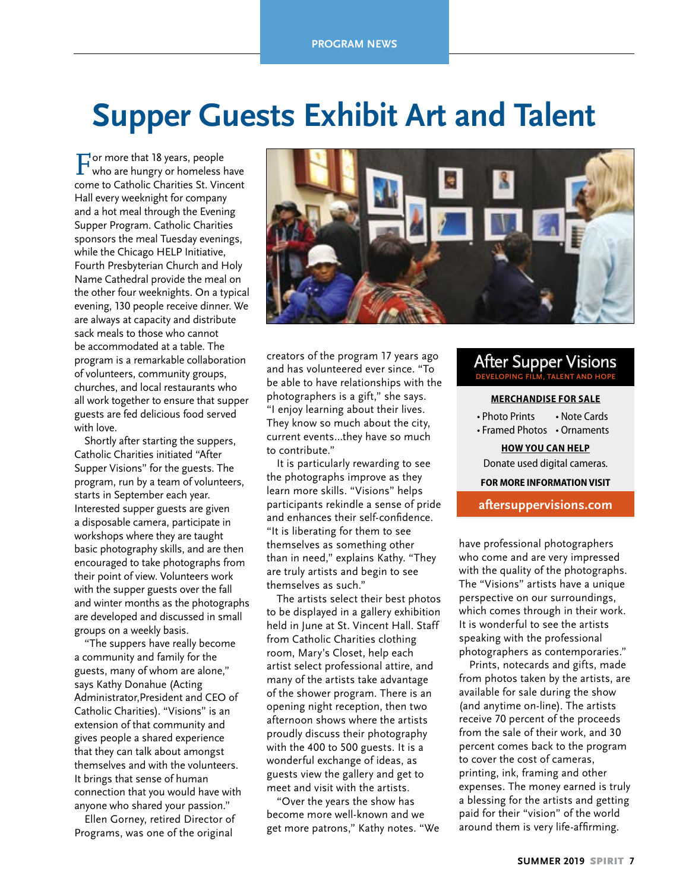PROGRAM NEWS

# Supper Guests Exhibit Art and Talent

For more that 18 years, people who are hungry or homeless have come to Catholic Charities St. Vincent Hall every weeknight for company and a hot meal through the Evening Supper Program. Catholic Charities sponsors the meal Tuesday evenings, while the Chicago HELP Initiative, Fourth Presbyterian Church and Holy Name Cathedral provide the meal on the other four weeknights. On a typical evening, 130 people receive dinner. We are always at capacity and distribute sack meals to those who cannot be accommodated at a table. The program is a remarkable collaboration of volunteers, community groups, churches, and local restaurants who all work together to ensure that supper guests are fed delicious food served with love.

Shortly after starting the suppers, Catholic Charities initiated "After Supper Visions" for the guests. The program, run by a team of volunteers, starts in September each year. Interested supper guests are given a disposable camera, participate in workshops where they are taught basic photography skills, and are then encouraged to take photographs from their point of view. Volunteers work with the supper guests over the fall and winter months as the photographs are developed and discussed in small groups on a weekly basis.

"The suppers have really become a community and family for the guests, many of whom are alone," says Kathy Donahue (Acting Administrator,President and CEO of Catholic Charities). "Visions" is an extension of that community and gives people a shared experience that they can talk about amongst themselves and with the volunteers. It brings that sense of human connection that you would have with anyone who shared your passion."

Ellen Gorney, retired Director of Programs, was one of the original creators of the program 17 years ago and has volunteered ever since. "To be able to have relationships with the photographers is a gift," she says. "I enjoy learning about their lives. They know so much about the city, current events...they have so much to contribute."

It is particularly rewarding to see the photographs improve as they learn more skills. "Visions" helps participants rekindle a sense of pride and enhances their self-confidence. "It is liberating for them to see themselves as something other than in need," explains Kathy. "They are truly artists and begin to see themselves as such."

The artists select their best photos to be displayed in a gallery exhibition held in June at St. Vincent Hall. Staff from Catholic Charities clothing room, Mary's Closet, help each artist select professional attire, and many of the artists take advantage of the shower program. There is an opening night reception, then two afternoon shows where the artists proudly discuss their photography with the 400 to 500 guests. It is a wonderful exchange of ideas, as guests view the gallery and get to meet and visit with the artists.

"Over the years the show has become more well-known and we get more patrons," Kathy notes. "We have professional photographers who come and are very impressed with the quality of the photographs. The "Visions" artists have a unique perspective on our surroundings, which comes through in their work. It is wonderful to see the artists speaking with the professional photographers as contemporaries."

Prints, notecards and gifts, made from photos taken by the artists, are available for sale during the show (and anytime on-line). The artists receive 70 percent of the proceeds from the sale of their work, and 30 percent comes back to the program to cover the cost of cameras, printing, ink, framing and other expenses. The money earned is truly a blessing for the artists and getting paid for their "vision" of the world around them is very life-affirming.

---

**After Supper Visions**
DEVELOPING FILM, TALENT AND HOPE

**MERCHANDISE FOR SALE**

- Photo Prints
- Note Cards
- Framed Photos
- Ornaments

**HOW YOU CAN HELP**

Donate used digital cameras.

**FOR MORE INFORMATION VISIT**

**aftersuppervisions.com**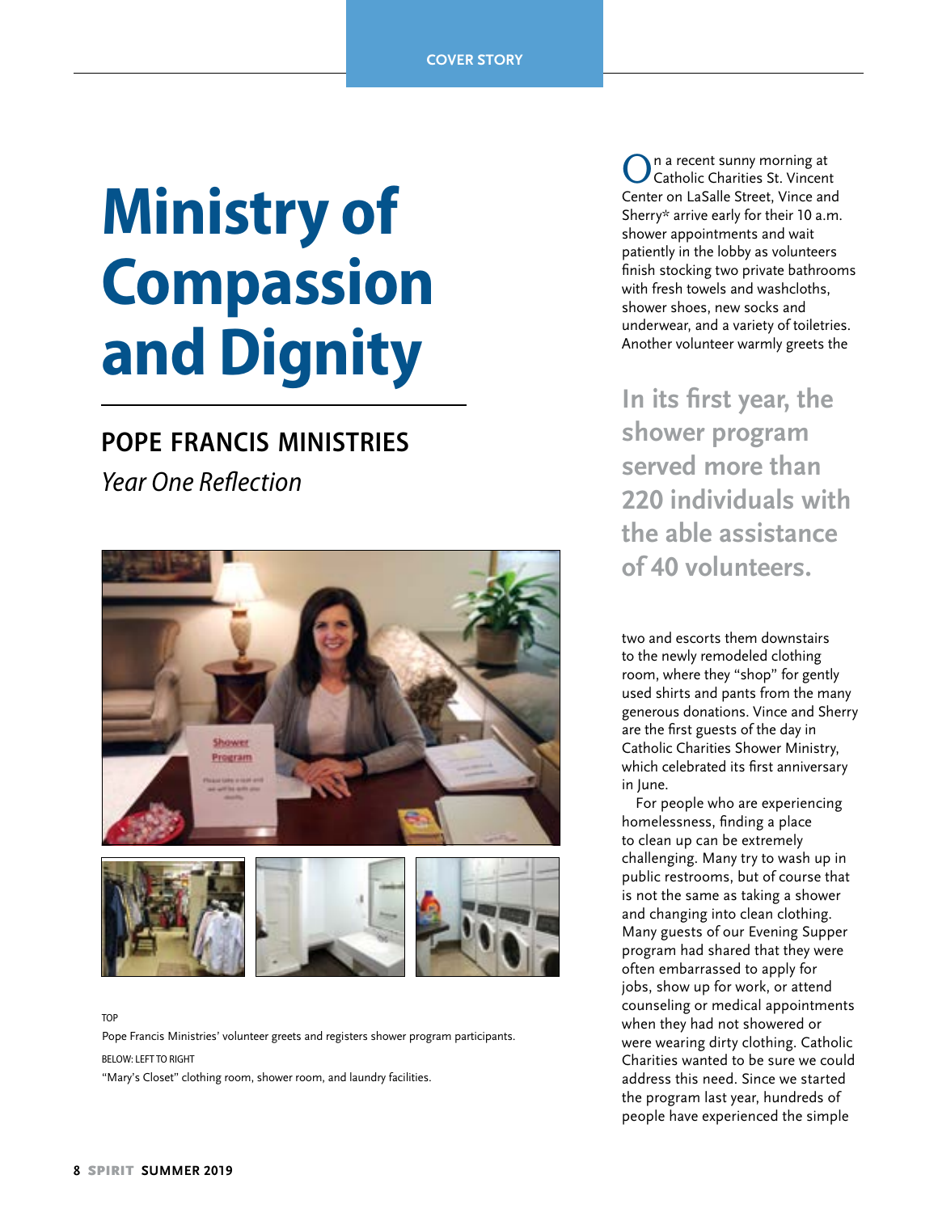COVER STORY

# Ministry of Compassion and Dignity

## POPE FRANCIS MINISTRIES

*Year One Reflection*

TOP

Pope Francis Ministries' volunteer greets and registers shower program participants.

BELOW: LEFT TO RIGHT

"Mary's Closet" clothing room, shower room, and laundry facilities.

On a recent sunny morning at Catholic Charities St. Vincent Center on LaSalle Street, Vince and Sherry* arrive early for their 10 a.m. shower appointments and wait patiently in the lobby as volunteers finish stocking two private bathrooms with fresh towels and washcloths, shower shoes, new socks and underwear, and a variety of toiletries. Another volunteer warmly greets the two and escorts them downstairs to the newly remodeled clothing room, where they "shop" for gently used shirts and pants from the many generous donations. Vince and Sherry are the first guests of the day in Catholic Charities Shower Ministry, which celebrated its first anniversary in June.

> **In its first year, the shower program served more than 220 individuals with the able assistance of 40 volunteers.**

For people who are experiencing homelessness, finding a place to clean up can be extremely challenging. Many try to wash up in public restrooms, but of course that is not the same as taking a shower and changing into clean clothing. Many guests of our Evening Supper program had shared that they were often embarrassed to apply for jobs, show up for work, or attend counseling or medical appointments when they had not showered or were wearing dirty clothing. Catholic Charities wanted to be sure we could address this need. Since we started the program last year, hundreds of people have experienced the simple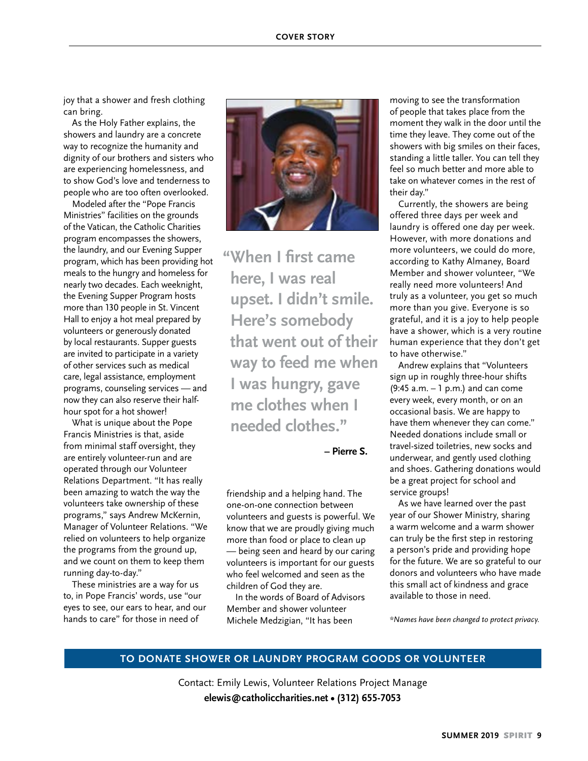joy that a shower and fresh clothing can bring.

As the Holy Father explains, the showers and laundry are a concrete way to recognize the humanity and dignity of our brothers and sisters who are experiencing homelessness, and to show God's love and tenderness to people who are too often overlooked.

Modeled after the "Pope Francis Ministries" facilities on the grounds of the Vatican, the Catholic Charities program encompasses the showers, the laundry, and our Evening Supper program, which has been providing hot meals to the hungry and homeless for nearly two decades. Each weeknight, the Evening Supper Program hosts more than 130 people in St. Vincent Hall to enjoy a hot meal prepared by volunteers or generously donated by local restaurants. Supper guests are invited to participate in a variety of other services such as medical care, legal assistance, employment programs, counseling services — and now they can also reserve their half-hour spot for a hot shower!

What is unique about the Pope Francis Ministries is that, aside from minimal staff oversight, they are entirely volunteer-run and are operated through our Volunteer Relations Department. "It has really been amazing to watch the way the volunteers take ownership of these programs," says Andrew McKernin, Manager of Volunteer Relations. "We relied on volunteers to help organize the programs from the ground up, and we count on them to keep them running day-to-day."

These ministries are a way for us to, in Pope Francis' words, use "our eyes to see, our ears to hear, and our hands to care" for those in need of friendship and a helping hand. The one-on-one connection between volunteers and guests is powerful. We know that we are proudly giving much more than food or place to clean up — being seen and heard by our caring volunteers is important for our guests who feel welcomed and seen as the children of God they are.

> **"When I first came here, I was real upset. I didn't smile. Here's somebody that went out of their way to feed me when I was hungry, gave me clothes when I needed clothes."**
>
> **– Pierre S.**

In the words of Board of Advisors Member and shower volunteer Michele Medzigian, "It has been moving to see the transformation of people that takes place from the moment they walk in the door until the time they leave. They come out of the showers with big smiles on their faces, standing a little taller. You can tell they feel so much better and more able to take on whatever comes in the rest of their day."

Currently, the showers are being offered three days per week and laundry is offered one day per week. However, with more donations and more volunteers, we could do more, according to Kathy Almaney, Board Member and shower volunteer, "We really need more volunteers! And truly as a volunteer, you get so much more than you give. Everyone is so grateful, and it is a joy to help people have a shower, which is a very routine human experience that they don't get to have otherwise."

Andrew explains that "Volunteers sign up in roughly three-hour shifts (9:45 a.m. – 1 p.m.) and can come every week, every month, or on an occasional basis. We are happy to have them whenever they can come." Needed donations include small or travel-sized toiletries, new socks and underwear, and gently used clothing and shoes. Gathering donations would be a great project for school and service groups!

As we have learned over the past year of our Shower Ministry, sharing a warm welcome and a warm shower can truly be the first step in restoring a person's pride and providing hope for the future. We are so grateful to our donors and volunteers who have made this small act of kindness and grace available to those in need.

*\*Names have been changed to protect privacy.*

## TO DONATE SHOWER OR LAUNDRY PROGRAM GOODS OR VOLUNTEER

Contact: Emily Lewis, Volunteer Relations Project Manage

**elewis@catholiccharities.net • (312) 655-7053**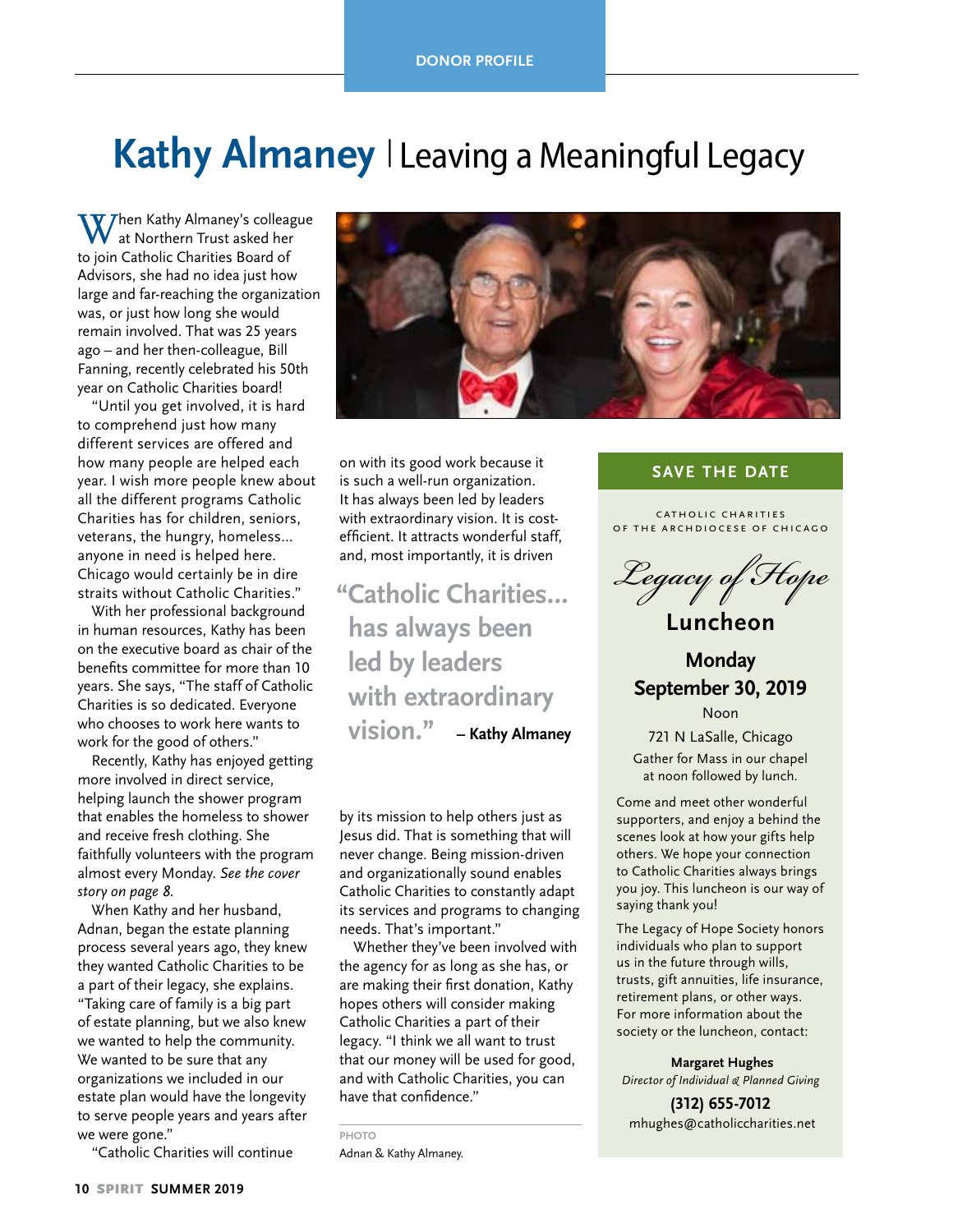DONOR PROFILE

# Kathy Almaney | Leaving a Meaningful Legacy

When Kathy Almaney's colleague at Northern Trust asked her to join Catholic Charities Board of Advisors, she had no idea just how large and far-reaching the organization was, or just how long she would remain involved. That was 25 years ago – and her then-colleague, Bill Fanning, recently celebrated his 50th year on Catholic Charities board!

"Until you get involved, it is hard to comprehend just how many different services are offered and how many people are helped each year. I wish more people knew about all the different programs Catholic Charities has for children, seniors, veterans, the hungry, homeless... anyone in need is helped here. Chicago would certainly be in dire straits without Catholic Charities."

With her professional background in human resources, Kathy has been on the executive board as chair of the benefits committee for more than 10 years. She says, "The staff of Catholic Charities is so dedicated. Everyone who chooses to work here wants to work for the good of others."

Recently, Kathy has enjoyed getting more involved in direct service, helping launch the shower program that enables the homeless to shower and receive fresh clothing. She faithfully volunteers with the program almost every Monday. *See the cover story on page 8.*

When Kathy and her husband, Adnan, began the estate planning process several years ago, they knew they wanted Catholic Charities to be a part of their legacy, she explains. "Taking care of family is a big part of estate planning, but we also knew we wanted to help the community. We wanted to be sure that any organizations we included in our estate plan would have the longevity to serve people years and years after we were gone."

"Catholic Charities will continue on with its good work because it is such a well-run organization. It has always been led by leaders with extraordinary vision. It is cost-efficient. It attracts wonderful staff, and, most importantly, it is driven by its mission to help others just as Jesus did. That is something that will never change. Being mission-driven and organizationally sound enables Catholic Charities to constantly adapt its services and programs to changing needs. That's important."

> **"Catholic Charities... has always been led by leaders with extraordinary vision."** – Kathy Almaney

Whether they've been involved with the agency for as long as she has, or are making their first donation, Kathy hopes others will consider making Catholic Charities a part of their legacy. "I think we all want to trust that our money will be used for good, and with Catholic Charities, you can have that confidence."

PHOTO
Adnan & Kathy Almaney.

## SAVE THE DATE

CATHOLIC CHARITIES OF THE ARCHDIOCESE OF CHICAGO

*Legacy of Hope*
**Luncheon**

**Monday September 30, 2019**
Noon
721 N LaSalle, Chicago
Gather for Mass in our chapel at noon followed by lunch.

Come and meet other wonderful supporters, and enjoy a behind the scenes look at how your gifts help others. We hope your connection to Catholic Charities always brings you joy. This luncheon is our way of saying thank you!

The Legacy of Hope Society honors individuals who plan to support us in the future through wills, trusts, gift annuities, life insurance, retirement plans, or other ways. For more information about the society or the luncheon, contact:

**Margaret Hughes**
*Director of Individual & Planned Giving*
**(312) 655-7012**
mhughes@catholiccharities.net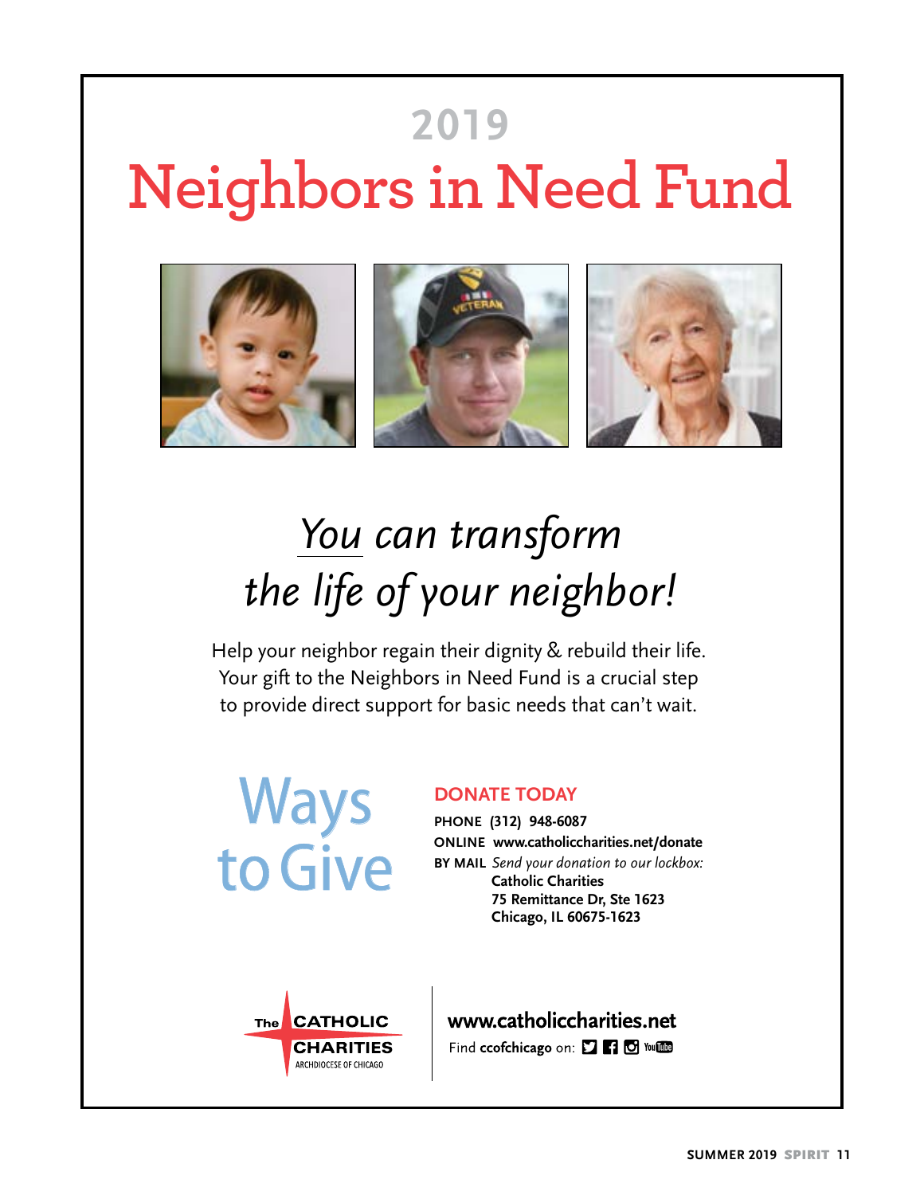# 2019 Neighbors in Need Fund

## *You can transform the life of your neighbor!*

Help your neighbor regain their dignity & rebuild their life. Your gift to the Neighbors in Need Fund is a crucial step to provide direct support for basic needs that can't wait.

## Ways to Give

### DONATE TODAY

**PHONE (312) 948-6087**

**ONLINE www.catholiccharities.net/donate**

**BY MAIL** *Send your donation to our lockbox:*
**Catholic Charities**
**75 Remittance Dr, Ste 1623**
**Chicago, IL 60675-1623**

The CATHOLIC CHARITIES
ARCHDIOCESE OF CHICAGO

**www.catholiccharities.net**

Find **ccofchicago** on: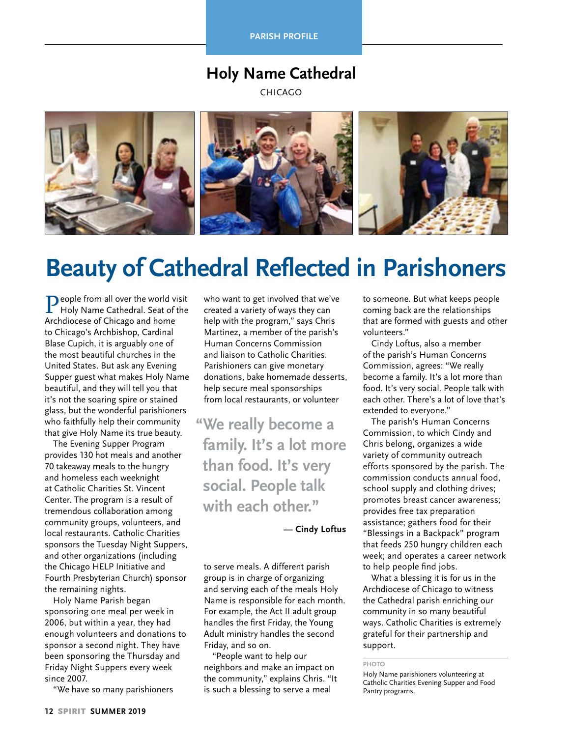PARISH PROFILE

## Holy Name Cathedral

CHICAGO

# Beauty of Cathedral Reflected in Parishoners

People from all over the world visit Holy Name Cathedral. Seat of the Archdiocese of Chicago and home to Chicago's Archbishop, Cardinal Blase Cupich, it is arguably one of the most beautiful churches in the United States. But ask any Evening Supper guest what makes Holy Name beautiful, and they will tell you that it's not the soaring spire or stained glass, but the wonderful parishioners who faithfully help their community that give Holy Name its true beauty.

The Evening Supper Program provides 130 hot meals and another 70 takeaway meals to the hungry and homeless each weeknight at Catholic Charities St. Vincent Center. The program is a result of tremendous collaboration among community groups, volunteers, and local restaurants. Catholic Charities sponsors the Tuesday Night Suppers, and other organizations (including the Chicago HELP Initiative and Fourth Presbyterian Church) sponsor the remaining nights.

Holy Name Parish began sponsoring one meal per week in 2006, but within a year, they had enough volunteers and donations to sponsor a second night. They have been sponsoring the Thursday and Friday Night Suppers every week since 2007.

"We have so many parishioners who want to get involved that we've created a variety of ways they can help with the program," says Chris Martinez, a member of the parish's Human Concerns Commission and liaison to Catholic Charities. Parishioners can give monetary donations, bake homemade desserts, help secure meal sponsorships from local restaurants, or volunteer to serve meals. A different parish group is in charge of organizing and serving each of the meals Holy Name is responsible for each month. For example, the Act II adult group handles the first Friday, the Young Adult ministry handles the second Friday, and so on.

> "We really become a family. It's a lot more than food. It's very social. People talk with each other."
>
> — **Cindy Loftus**

"People want to help our neighbors and make an impact on the community," explains Chris. "It is such a blessing to serve a meal to someone. But what keeps people coming back are the relationships that are formed with guests and other volunteers."

Cindy Loftus, also a member of the parish's Human Concerns Commission, agrees: "We really become a family. It's a lot more than food. It's very social. People talk with each other. There's a lot of love that's extended to everyone."

The parish's Human Concerns Commission, to which Cindy and Chris belong, organizes a wide variety of community outreach efforts sponsored by the parish. The commission conducts annual food, school supply and clothing drives; promotes breast cancer awareness; provides free tax preparation assistance; gathers food for their "Blessings in a Backpack" program that feeds 250 hungry children each week; and operates a career network to help people find jobs.

What a blessing it is for us in the Archdiocese of Chicago to witness the Cathedral parish enriching our community in so many beautiful ways. Catholic Charities is extremely grateful for their partnership and support.

PHOTO

Holy Name parishioners volunteering at Catholic Charities Evening Supper and Food Pantry programs.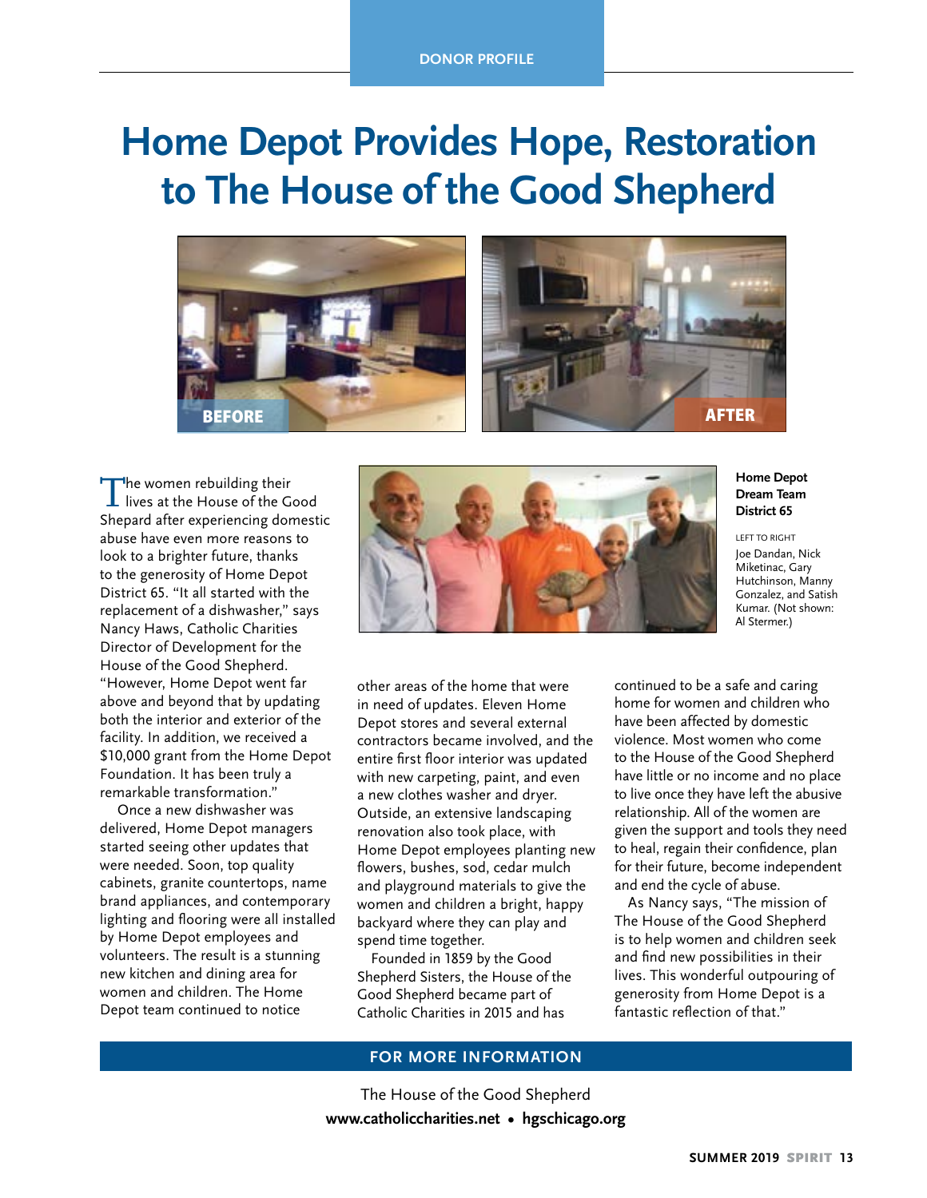DONOR PROFILE

# Home Depot Provides Hope, Restoration to The House of the Good Shepherd

BEFORE

AFTER

**Home Depot Dream Team District 65**

LEFT TO RIGHT
Joe Dandan, Nick Miketinac, Gary Hutchinson, Manny Gonzalez, and Satish Kumar. (Not shown: Al Stermer.)

The women rebuilding their lives at the House of the Good Shepard after experiencing domestic abuse have even more reasons to look to a brighter future, thanks to the generosity of Home Depot District 65. "It all started with the replacement of a dishwasher," says Nancy Haws, Catholic Charities Director of Development for the House of the Good Shepherd. "However, Home Depot went far above and beyond that by updating both the interior and exterior of the facility. In addition, we received a $10,000 grant from the Home Depot Foundation. It has been truly a remarkable transformation."

Once a new dishwasher was delivered, Home Depot managers started seeing other updates that were needed. Soon, top quality cabinets, granite countertops, name brand appliances, and contemporary lighting and flooring were all installed by Home Depot employees and volunteers. The result is a stunning new kitchen and dining area for women and children. The Home Depot team continued to notice other areas of the home that were in need of updates. Eleven Home Depot stores and several external contractors became involved, and the entire first floor interior was updated with new carpeting, paint, and even a new clothes washer and dryer. Outside, an extensive landscaping renovation also took place, with Home Depot employees planting new flowers, bushes, sod, cedar mulch and playground materials to give the women and children a bright, happy backyard where they can play and spend time together.

Founded in 1859 by the Good Shepherd Sisters, the House of the Good Shepherd became part of Catholic Charities in 2015 and has continued to be a safe and caring home for women and children who have been affected by domestic violence. Most women who come to the House of the Good Shepherd have little or no income and no place to live once they have left the abusive relationship. All of the women are given the support and tools they need to heal, regain their confidence, plan for their future, become independent and end the cycle of abuse.

As Nancy says, "The mission of The House of the Good Shepherd is to help women and children seek and find new possibilities in their lives. This wonderful outpouring of generosity from Home Depot is a fantastic reflection of that."

## FOR MORE INFORMATION

The House of the Good Shepherd
**www.catholiccharities.net • hgschicago.org**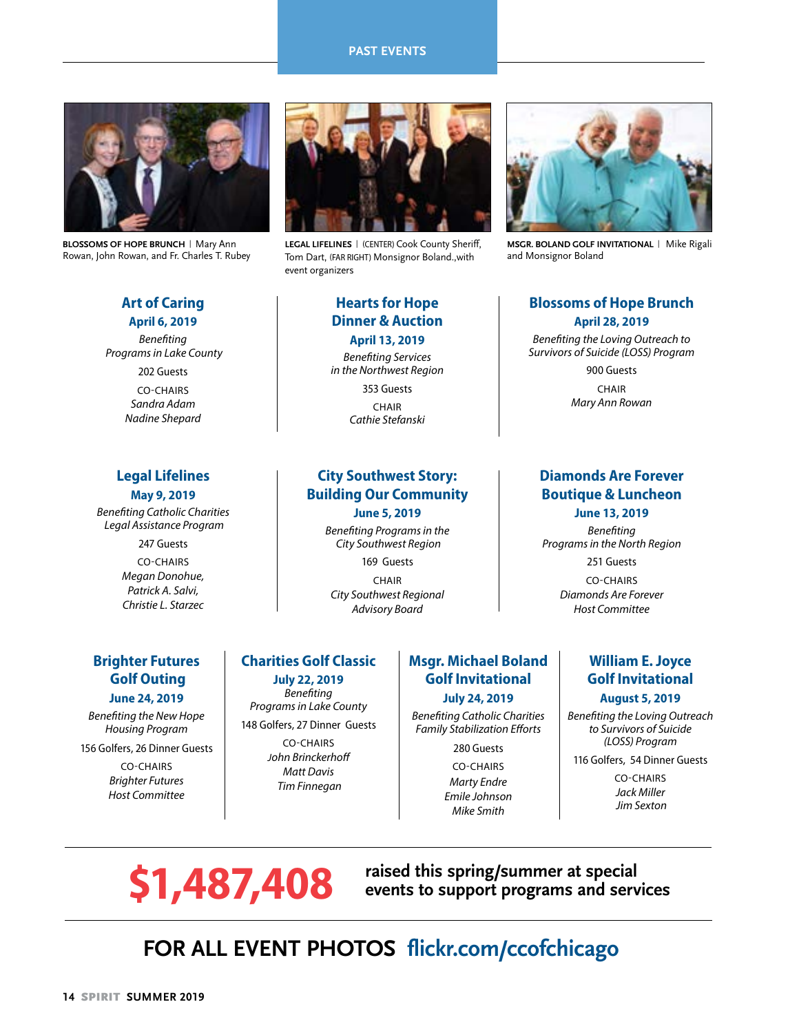# PAST EVENTS

**BLOSSOMS OF HOPE BRUNCH** | Mary Ann Rowan, John Rowan, and Fr. Charles T. Rubey

**LEGAL LIFELINES** | (CENTER) Cook County Sheriff, Tom Dart, (FAR RIGHT) Monsignor Boland.,with event organizers

**MSGR. BOLAND GOLF INVITATIONAL** | Mike Rigali and Monsignor Boland

## Art of Caring

**April 6, 2019**

*Benefiting Programs in Lake County*

202 Guests

CO-CHAIRS
*Sandra Adam*
*Nadine Shepard*

## Hearts for Hope Dinner & Auction

**April 13, 2019**

*Benefiting Services in the Northwest Region*

353 Guests

CHAIR
*Cathie Stefanski*

## Blossoms of Hope Brunch

**April 28, 2019**

*Benefiting the Loving Outreach to Survivors of Suicide (LOSS) Program*

900 Guests

CHAIR
*Mary Ann Rowan*

## Legal Lifelines

**May 9, 2019**

*Benefiting Catholic Charities Legal Assistance Program*

247 Guests

CO-CHAIRS
*Megan Donohue,*
*Patrick A. Salvi,*
*Christie L. Starzec*

## City Southwest Story: Building Our Community

**June 5, 2019**

*Benefiting Programs in the City Southwest Region*

169 Guests

CHAIR
*City Southwest Regional Advisory Board*

## Diamonds Are Forever Boutique & Luncheon

**June 13, 2019**

*Benefiting Programs in the North Region*

251 Guests

CO-CHAIRS
*Diamonds Are Forever Host Committee*

## Brighter Futures Golf Outing

**June 24, 2019**

*Benefiting the New Hope Housing Program*

156 Golfers, 26 Dinner Guests

CO-CHAIRS
*Brighter Futures Host Committee*

## Charities Golf Classic

**July 22, 2019**

*Benefiting Programs in Lake County*

148 Golfers, 27 Dinner Guests

CO-CHAIRS
*John Brinckerhoff*
*Matt Davis*
*Tim Finnegan*

## Msgr. Michael Boland Golf Invitational

**July 24, 2019**

*Benefiting Catholic Charities Family Stabilization Efforts*

280 Guests

CO-CHAIRS
*Marty Endre*
*Emile Johnson*
*Mike Smith*

## William E. Joyce Golf Invitational

**August 5, 2019**

*Benefiting the Loving Outreach to Survivors of Suicide (LOSS) Program*

116 Golfers, 54 Dinner Guests

CO-CHAIRS
*Jack Miller*
*Jim Sexton*

---

**$1,487,408** **raised this spring/summer at special events to support programs and services**

---

**FOR ALL EVENT PHOTOS flickr.com/ccofchicago**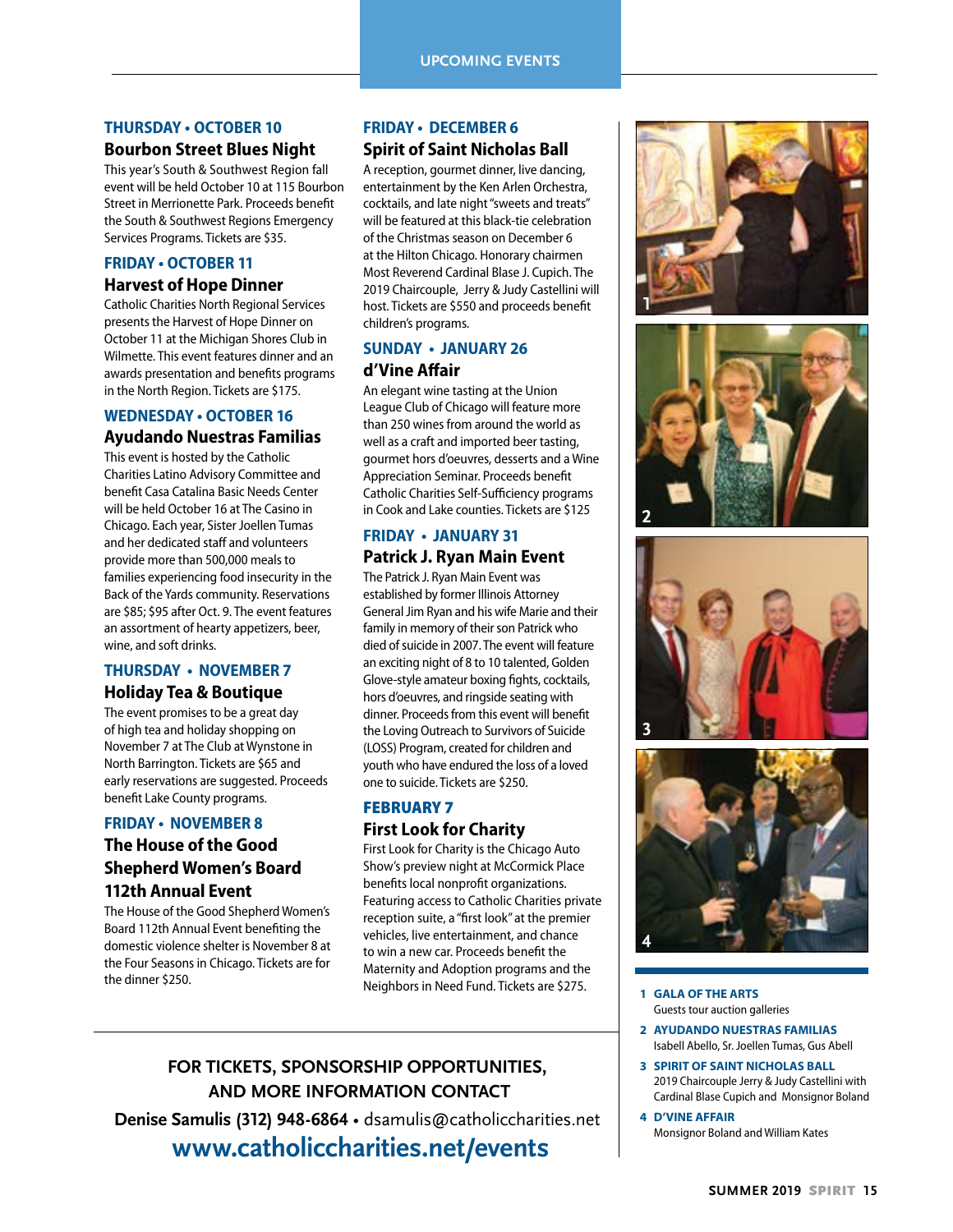# UPCOMING EVENTS

### THURSDAY • OCTOBER 10

## Bourbon Street Blues Night

This year's South & Southwest Region fall event will be held October 10 at 115 Bourbon Street in Merrionette Park. Proceeds benefit the South & Southwest Regions Emergency Services Programs. Tickets are $35.

### FRIDAY • OCTOBER 11

## Harvest of Hope Dinner

Catholic Charities North Regional Services presents the Harvest of Hope Dinner on October 11 at the Michigan Shores Club in Wilmette. This event features dinner and an awards presentation and benefits programs in the North Region. Tickets are $175.

### WEDNESDAY • OCTOBER 16

## Ayudando Nuestras Familias

This event is hosted by the Catholic Charities Latino Advisory Committee and benefit Casa Catalina Basic Needs Center will be held October 16 at The Casino in Chicago. Each year, Sister Joellen Tumas and her dedicated staff and volunteers provide more than 500,000 meals to families experiencing food insecurity in the Back of the Yards community. Reservations are $85; $95 after Oct. 9. The event features an assortment of hearty appetizers, beer, wine, and soft drinks.

### THURSDAY • NOVEMBER 7

## Holiday Tea & Boutique

The event promises to be a great day of high tea and holiday shopping on November 7 at The Club at Wynstone in North Barrington. Tickets are $65 and early reservations are suggested. Proceeds benefit Lake County programs.

### FRIDAY • NOVEMBER 8

## The House of the Good Shepherd Women's Board 112th Annual Event

The House of the Good Shepherd Women's Board 112th Annual Event benefiting the domestic violence shelter is November 8 at the Four Seasons in Chicago. Tickets are for the dinner $250.

### FRIDAY • DECEMBER 6

## Spirit of Saint Nicholas Ball

A reception, gourmet dinner, live dancing, entertainment by the Ken Arlen Orchestra, cocktails, and late night "sweets and treats" will be featured at this black-tie celebration of the Christmas season on December 6 at the Hilton Chicago. Honorary chairmen Most Reverend Cardinal Blase J. Cupich. The 2019 Chaircouple, Jerry & Judy Castellini will host. Tickets are $550 and proceeds benefit children's programs.

### SUNDAY • JANUARY 26

## d'Vine Affair

An elegant wine tasting at the Union League Club of Chicago will feature more than 250 wines from around the world as well as a craft and imported beer tasting, gourmet hors d'oeuvres, desserts and a Wine Appreciation Seminar. Proceeds benefit Catholic Charities Self-Sufficiency programs in Cook and Lake counties. Tickets are $125

### FRIDAY • JANUARY 31

## Patrick J. Ryan Main Event

The Patrick J. Ryan Main Event was established by former Illinois Attorney General Jim Ryan and his wife Marie and their family in memory of their son Patrick who died of suicide in 2007. The event will feature an exciting night of 8 to 10 talented, Golden Glove-style amateur boxing fights, cocktails, hors d'oeuvres, and ringside seating with dinner. Proceeds from this event will benefit the Loving Outreach to Survivors of Suicide (LOSS) Program, created for children and youth who have endured the loss of a loved one to suicide. Tickets are $250.

### FEBRUARY 7

## First Look for Charity

First Look for Charity is the Chicago Auto Show's preview night at McCormick Place benefits local nonprofit organizations. Featuring access to Catholic Charities private reception suite, a "first look" at the premier vehicles, live entertainment, and chance to win a new car. Proceeds benefit the Maternity and Adoption programs and the Neighbors in Need Fund. Tickets are $275.

**FOR TICKETS, SPONSORSHIP OPPORTUNITIES, AND MORE INFORMATION CONTACT**

**Denise Samulis (312) 948-6864** • dsamulis@catholiccharities.net

**www.catholiccharities.net/events**

**1 GALA OF THE ARTS**
Guests tour auction galleries

**2 AYUDANDO NUESTRAS FAMILIAS**
Isabell Abello, Sr. Joellen Tumas, Gus Abell

**3 SPIRIT OF SAINT NICHOLAS BALL**
2019 Chaircouple Jerry & Judy Castellini with Cardinal Blase Cupich and Monsignor Boland

**4 D'VINE AFFAIR**
Monsignor Boland and William Kates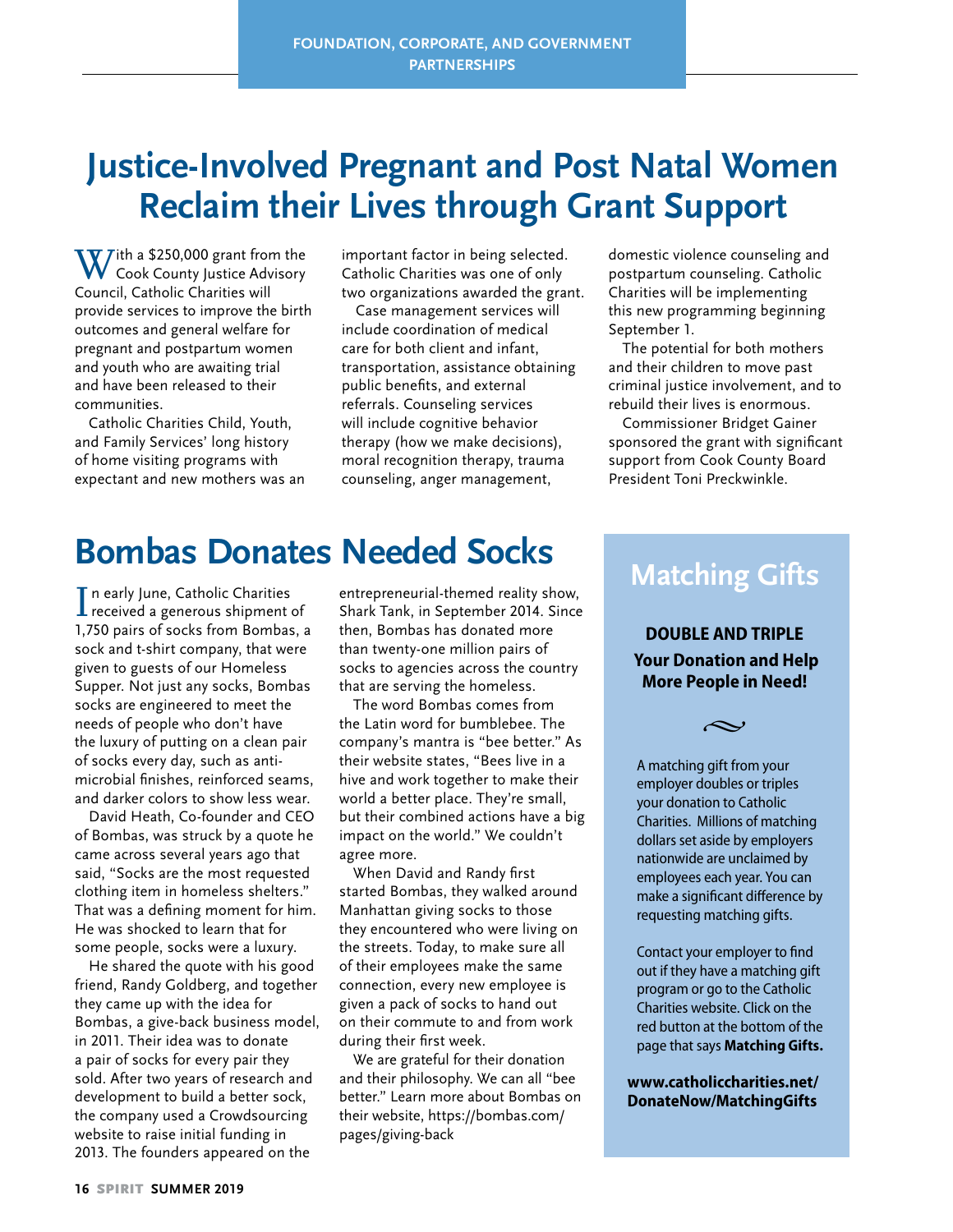FOUNDATION, CORPORATE, AND GOVERNMENT PARTNERSHIPS

# Justice-Involved Pregnant and Post Natal Women Reclaim their Lives through Grant Support

With a $250,000 grant from the Cook County Justice Advisory Council, Catholic Charities will provide services to improve the birth outcomes and general welfare for pregnant and postpartum women and youth who are awaiting trial and have been released to their communities.

Catholic Charities Child, Youth, and Family Services' long history of home visiting programs with expectant and new mothers was an important factor in being selected. Catholic Charities was one of only two organizations awarded the grant.

Case management services will include coordination of medical care for both client and infant, transportation, assistance obtaining public benefits, and external referrals. Counseling services will include cognitive behavior therapy (how we make decisions), moral recognition therapy, trauma counseling, anger management, domestic violence counseling and postpartum counseling. Catholic Charities will be implementing this new programming beginning September 1.

The potential for both mothers and their children to move past criminal justice involvement, and to rebuild their lives is enormous.

Commissioner Bridget Gainer sponsored the grant with significant support from Cook County Board President Toni Preckwinkle.

# Bombas Donates Needed Socks

In early June, Catholic Charities received a generous shipment of 1,750 pairs of socks from Bombas, a sock and t-shirt company, that were given to guests of our Homeless Supper. Not just any socks, Bombas socks are engineered to meet the needs of people who don't have the luxury of putting on a clean pair of socks every day, such as anti-microbial finishes, reinforced seams, and darker colors to show less wear.

David Heath, Co-founder and CEO of Bombas, was struck by a quote he came across several years ago that said, "Socks are the most requested clothing item in homeless shelters." That was a defining moment for him. He was shocked to learn that for some people, socks were a luxury.

He shared the quote with his good friend, Randy Goldberg, and together they came up with the idea for Bombas, a give-back business model, in 2011. Their idea was to donate a pair of socks for every pair they sold. After two years of research and development to build a better sock, the company used a Crowdsourcing website to raise initial funding in 2013. The founders appeared on the entrepreneurial-themed reality show, Shark Tank, in September 2014. Since then, Bombas has donated more than twenty-one million pairs of socks to agencies across the country that are serving the homeless.

The word Bombas comes from the Latin word for bumblebee. The company's mantra is "bee better." As their website states, "Bees live in a hive and work together to make their world a better place. They're small, but their combined actions have a big impact on the world." We couldn't agree more.

When David and Randy first started Bombas, they walked around Manhattan giving socks to those they encountered who were living on the streets. Today, to make sure all of their employees make the same connection, every new employee is given a pack of socks to hand out on their commute to and from work during their first week.

We are grateful for their donation and their philosophy. We can all "bee better." Learn more about Bombas on their website, https://bombas.com/pages/giving-back

## Matching Gifts

**DOUBLE AND TRIPLE Your Donation and Help More People in Need!**

A matching gift from your employer doubles or triples your donation to Catholic Charities. Millions of matching dollars set aside by employers nationwide are unclaimed by employees each year. You can make a significant difference by requesting matching gifts.

Contact your employer to find out if they have a matching gift program or go to the Catholic Charities website. Click on the red button at the bottom of the page that says **Matching Gifts.**

**www.catholiccharities.net/DonateNow/MatchingGifts**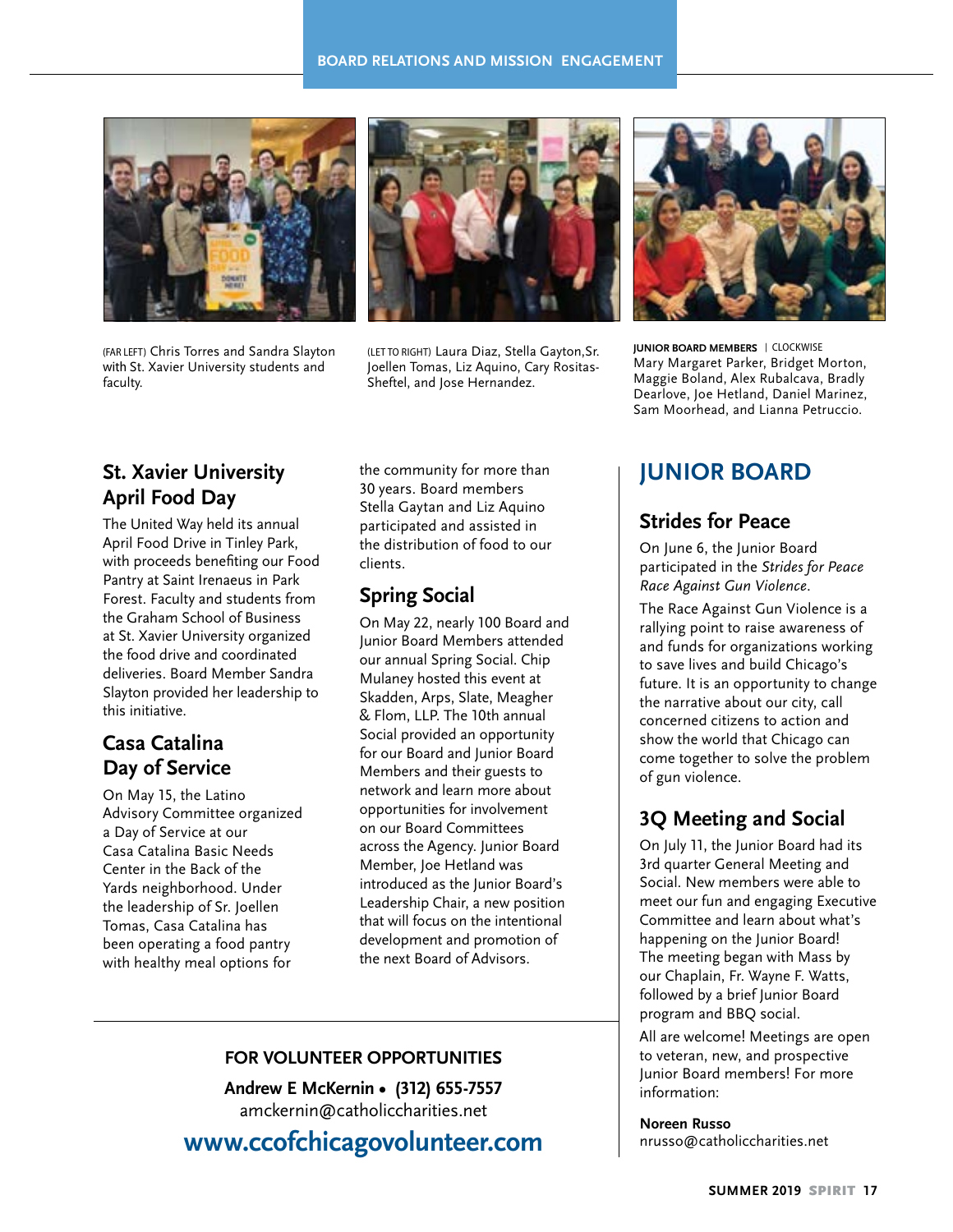(FAR LEFT) Chris Torres and Sandra Slayton with St. Xavier University students and faculty.

(LET TO RIGHT) Laura Diaz, Stella Gayton,Sr. Joellen Tomas, Liz Aquino, Cary Rositas-Sheftel, and Jose Hernandez.

**JUNIOR BOARD MEMBERS** | CLOCKWISE Mary Margaret Parker, Bridget Morton, Maggie Boland, Alex Rubalcava, Bradly Dearlove, Joe Hetland, Daniel Marinez, Sam Moorhead, and Lianna Petruccio.

## St. Xavier University April Food Day

The United Way held its annual April Food Drive in Tinley Park, with proceeds benefiting our Food Pantry at Saint Irenaeus in Park Forest. Faculty and students from the Graham School of Business at St. Xavier University organized the food drive and coordinated deliveries. Board Member Sandra Slayton provided her leadership to this initiative.

## Casa Catalina Day of Service

On May 15, the Latino Advisory Committee organized a Day of Service at our Casa Catalina Basic Needs Center in the Back of the Yards neighborhood. Under the leadership of Sr. Joellen Tomas, Casa Catalina has been operating a food pantry with healthy meal options for the community for more than 30 years. Board members Stella Gaytan and Liz Aquino participated and assisted in the distribution of food to our clients.

## Spring Social

On May 22, nearly 100 Board and Junior Board Members attended our annual Spring Social. Chip Mulaney hosted this event at Skadden, Arps, Slate, Meagher & Flom, LLP. The 10th annual Social provided an opportunity for our Board and Junior Board Members and their guests to network and learn more about opportunities for involvement on our Board Committees across the Agency. Junior Board Member, Joe Hetland was introduced as the Junior Board's Leadership Chair, a new position that will focus on the intentional development and promotion of the next Board of Advisors.

**FOR VOLUNTEER OPPORTUNITIES**

**Andrew E McKernin • (312) 655-7557**
amckernin@catholiccharities.net

**www.ccofchicagovolunteer.com**

# JUNIOR BOARD

## Strides for Peace

On June 6, the Junior Board participated in the *Strides for Peace Race Against Gun Violence*.

The Race Against Gun Violence is a rallying point to raise awareness of and funds for organizations working to save lives and build Chicago's future. It is an opportunity to change the narrative about our city, call concerned citizens to action and show the world that Chicago can come together to solve the problem of gun violence.

## 3Q Meeting and Social

On July 11, the Junior Board had its 3rd quarter General Meeting and Social. New members were able to meet our fun and engaging Executive Committee and learn about what's happening on the Junior Board! The meeting began with Mass by our Chaplain, Fr. Wayne F. Watts, followed by a brief Junior Board program and BBQ social.

All are welcome! Meetings are open to veteran, new, and prospective Junior Board members! For more information:

**Noreen Russo**
nrusso@catholiccharities.net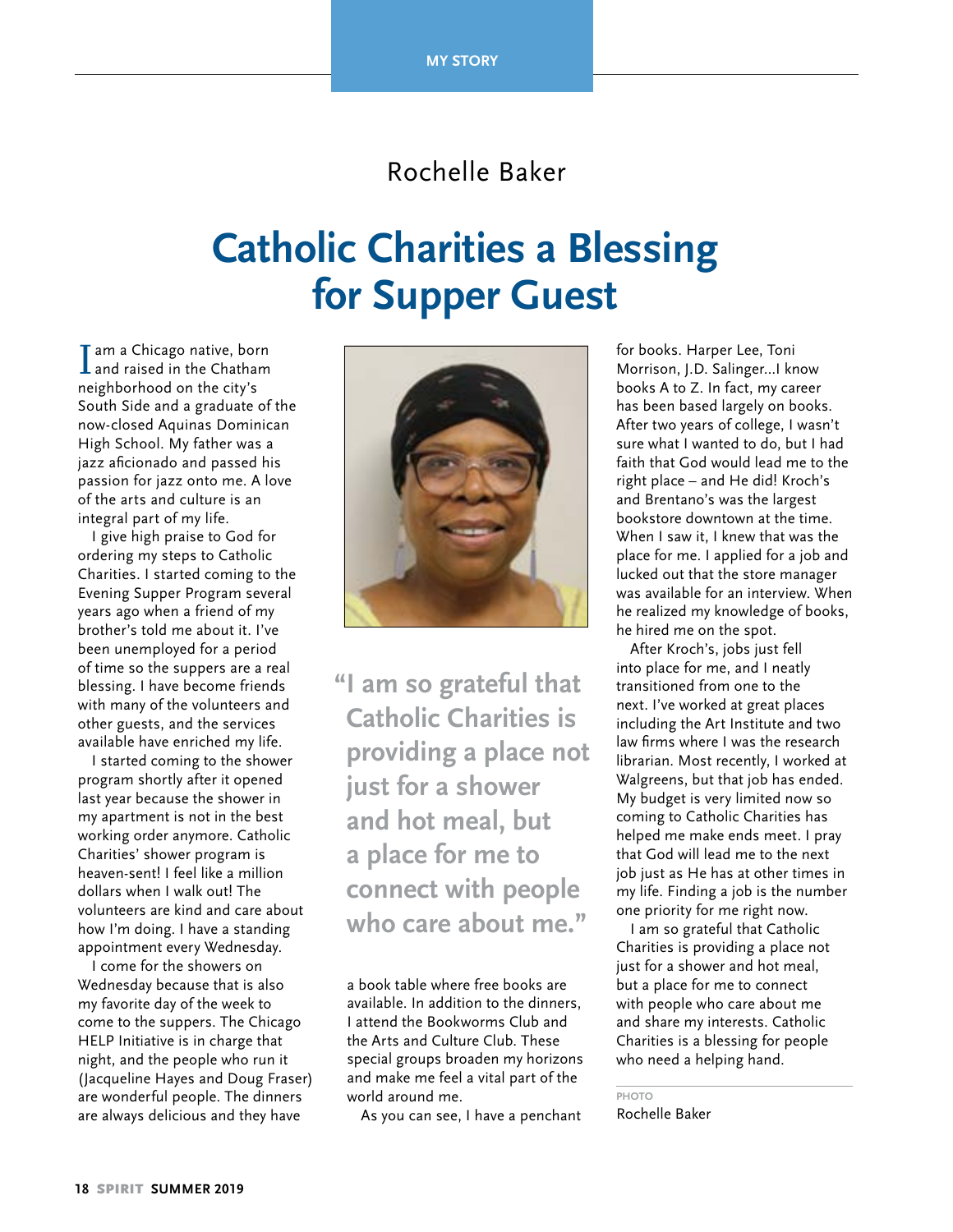MY STORY

Rochelle Baker

# Catholic Charities a Blessing for Supper Guest

I am a Chicago native, born and raised in the Chatham neighborhood on the city's South Side and a graduate of the now-closed Aquinas Dominican High School. My father was a jazz aficionado and passed his passion for jazz onto me. A love of the arts and culture is an integral part of my life.

I give high praise to God for ordering my steps to Catholic Charities. I started coming to the Evening Supper Program several years ago when a friend of my brother's told me about it. I've been unemployed for a period of time so the suppers are a real blessing. I have become friends with many of the volunteers and other guests, and the services available have enriched my life.

I started coming to the shower program shortly after it opened last year because the shower in my apartment is not in the best working order anymore. Catholic Charities' shower program is heaven-sent! I feel like a million dollars when I walk out! The volunteers are kind and care about how I'm doing. I have a standing appointment every Wednesday.

I come for the showers on Wednesday because that is also my favorite day of the week to come to the suppers. The Chicago HELP Initiative is in charge that night, and the people who run it (Jacqueline Hayes and Doug Fraser) are wonderful people. The dinners are always delicious and they have a book table where free books are available. In addition to the dinners, I attend the Bookworms Club and the Arts and Culture Club. These special groups broaden my horizons and make me feel a vital part of the world around me.

> "I am so grateful that Catholic Charities is providing a place not just for a shower and hot meal, but a place for me to connect with people who care about me."

As you can see, I have a penchant for books. Harper Lee, Toni Morrison, J.D. Salinger...I know books A to Z. In fact, my career has been based largely on books. After two years of college, I wasn't sure what I wanted to do, but I had faith that God would lead me to the right place – and He did! Kroch's and Brentano's was the largest bookstore downtown at the time. When I saw it, I knew that was the place for me. I applied for a job and lucked out that the store manager was available for an interview. When he realized my knowledge of books, he hired me on the spot.

After Kroch's, jobs just fell into place for me, and I neatly transitioned from one to the next. I've worked at great places including the Art Institute and two law firms where I was the research librarian. Most recently, I worked at Walgreens, but that job has ended. My budget is very limited now so coming to Catholic Charities has helped me make ends meet. I pray that God will lead me to the next job just as He has at other times in my life. Finding a job is the number one priority for me right now.

I am so grateful that Catholic Charities is providing a place not just for a shower and hot meal, but a place for me to connect with people who care about me and share my interests. Catholic Charities is a blessing for people who need a helping hand.

PHOTO
Rochelle Baker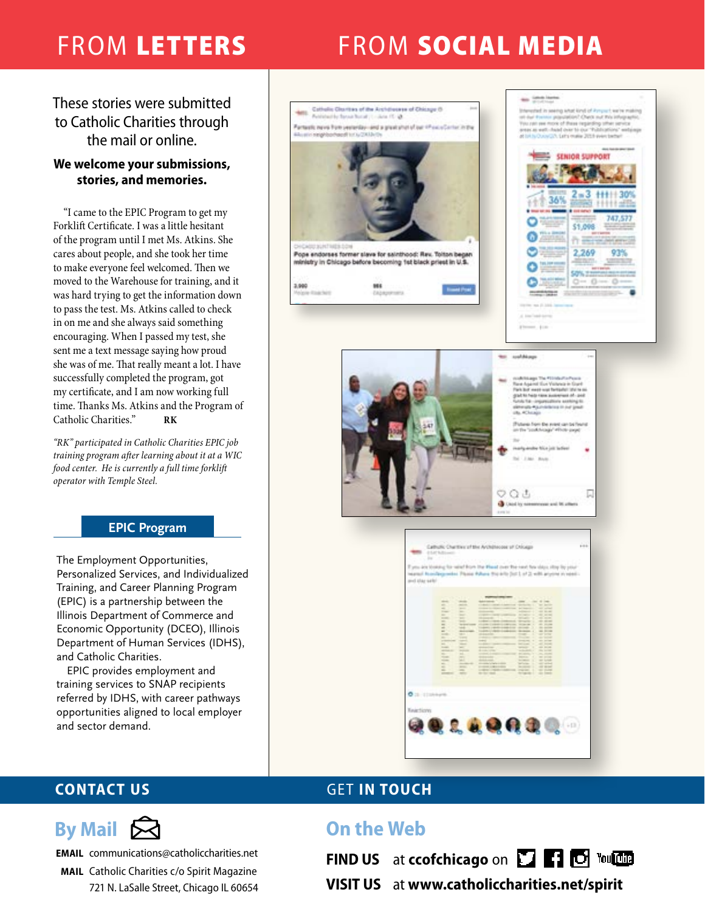## FROM LETTERS

These stories were submitted to Catholic Charities through the mail or online.

**We welcome your submissions, stories, and memories.**

"I came to the EPIC Program to get my Forklift Certificate. I was a little hesitant of the program until I met Ms. Atkins. She cares about people, and she took her time to make everyone feel welcomed. Then we moved to the Warehouse for training, and it was hard trying to get the information down to pass the test. Ms. Atkins called to check in on me and she always said something encouraging. When I passed my test, she sent me a text message saying how proud she was of me. That really meant a lot. I have successfully completed the program, got my certificate, and I am now working full time. Thanks Ms. Atkins and the Program of Catholic Charities." **RK**

*"RK" participated in Catholic Charities EPIC job training program after learning about it at a WIC food center. He is currently a full time forklift operator with Temple Steel.*

### EPIC Program

The Employment Opportunities, Personalized Services, and Individualized Training, and Career Planning Program (EPIC) is a partnership between the Illinois Department of Commerce and Economic Opportunity (DCEO), Illinois Department of Human Services (IDHS), and Catholic Charities.

EPIC provides employment and training services to SNAP recipients referred by IDHS, with career pathways opportunities aligned to local employer and sector demand.

## FROM SOCIAL MEDIA

## CONTACT US

### By Mail

**EMAIL** communications@catholiccharities.net

**MAIL** Catholic Charities c/o Spirit Magazine
721 N. LaSalle Street, Chicago IL 60654

## GET IN TOUCH

### On the Web

**FIND US** at **ccofchicago** on Twitter, Facebook, Instagram, YouTube

**VISIT US** at **www.catholiccharities.net/spirit**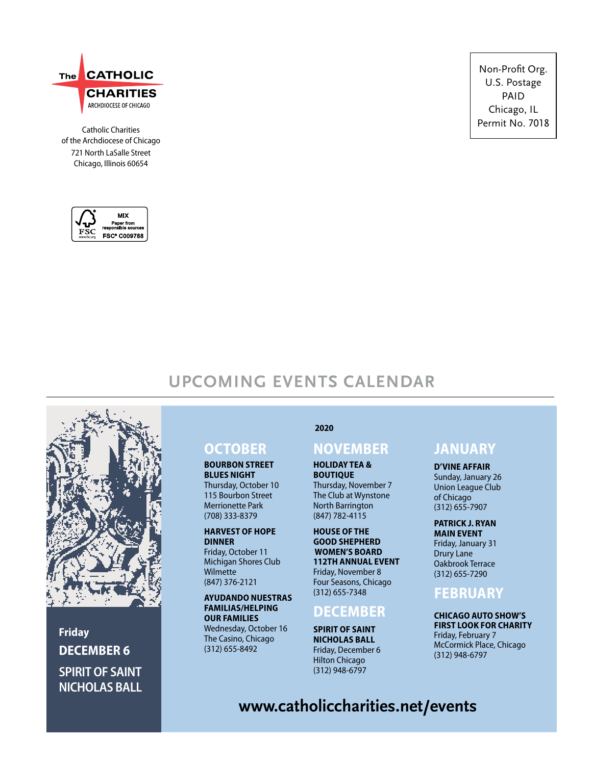The CATHOLIC CHARITIES ARCHDIOCESE OF CHICAGO

Catholic Charities
of the Archdiocese of Chicago
721 North LaSalle Street
Chicago, Illinois 60654

MIX
Paper from responsible sources
FSC® C009788

Non-Profit Org.
U.S. Postage
PAID
Chicago, IL
Permit No. 7018

## UPCOMING EVENTS CALENDAR

**Friday**
**DECEMBER 6**
**SPIRIT OF SAINT NICHOLAS BALL**

### OCTOBER

**BOURBON STREET BLUES NIGHT**
Thursday, October 10
115 Bourbon Street
Merrionette Park
(708) 333-8379

**HARVEST OF HOPE DINNER**
Friday, October 11
Michigan Shores Club
Wilmette
(847) 376-2121

**AYUDANDO NUESTRAS FAMILIAS/HELPING OUR FAMILIES**
Wednesday, October 16
The Casino, Chicago
(312) 655-8492

### NOVEMBER

**HOLIDAY TEA & BOUTIQUE**
Thursday, November 7
The Club at Wynstone
North Barrington
(847) 782-4115

**HOUSE OF THE GOOD SHEPHERD WOMEN'S BOARD 112TH ANNUAL EVENT**
Friday, November 8
Four Seasons, Chicago
(312) 655-7348

### DECEMBER

**SPIRIT OF SAINT NICHOLAS BALL**
Friday, December 6
Hilton Chicago
(312) 948-6797

**2020**

### JANUARY

**D'VINE AFFAIR**
Sunday, January 26
Union League Club of Chicago
(312) 655-7907

**PATRICK J. RYAN MAIN EVENT**
Friday, January 31
Drury Lane
Oakbrook Terrace
(312) 655-7290

### FEBRUARY

**CHICAGO AUTO SHOW'S FIRST LOOK FOR CHARITY**
Friday, February 7
McCormick Place, Chicago
(312) 948-6797

**www.catholiccharities.net/events**